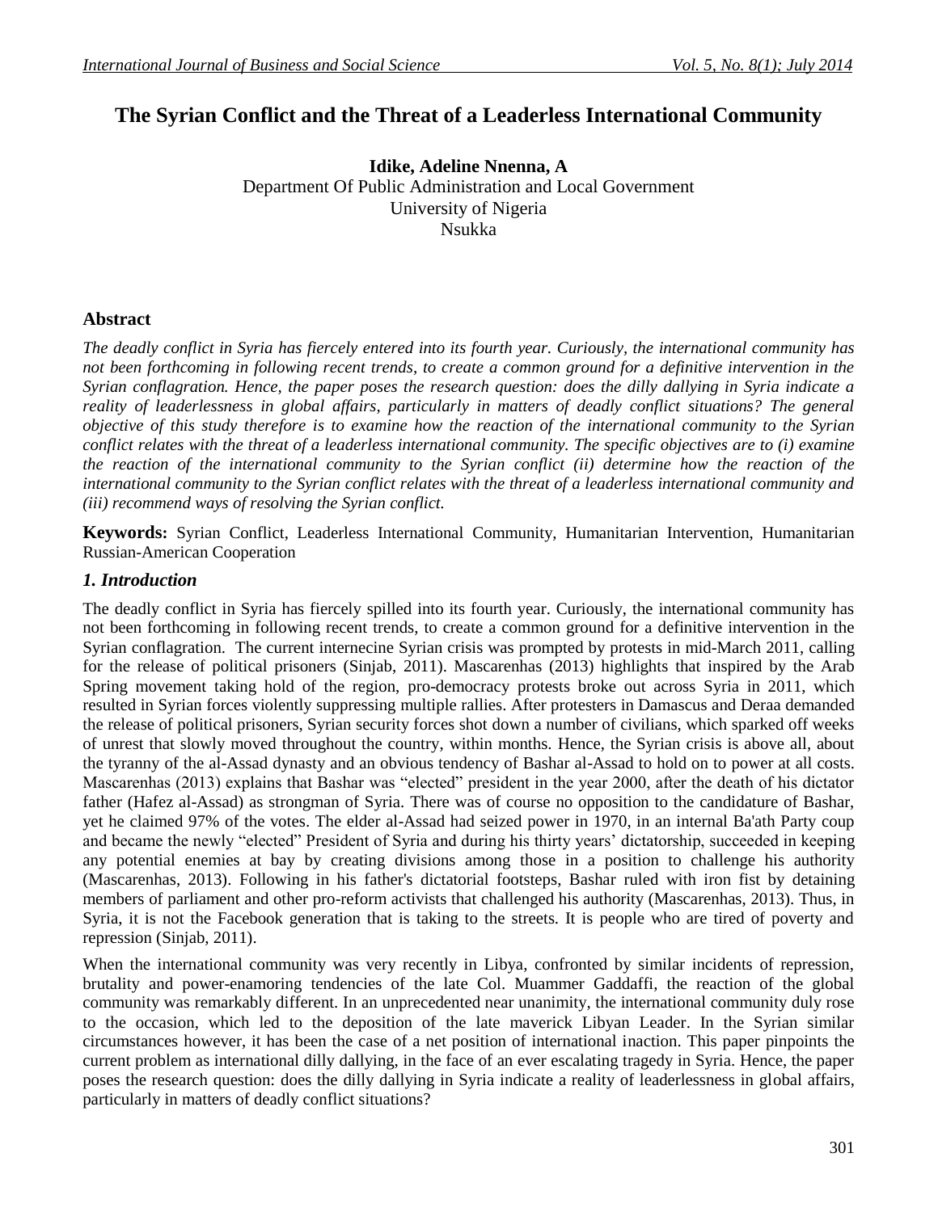# The Syrian Conflict and the Threat of a Leaderless International Community

**Idike, Adeline Nnenna, A**
Department Of Public Administration and Local Government
University of Nigeria
Nsukka

## Abstract

*The deadly conflict in Syria has fiercely entered into its fourth year. Curiously, the international community has not been forthcoming in following recent trends, to create a common ground for a definitive intervention in the Syrian conflagration. Hence, the paper poses the research question: does the dilly dallying in Syria indicate a reality of leaderlessness in global affairs, particularly in matters of deadly conflict situations? The general objective of this study therefore is to examine how the reaction of the international community to the Syrian conflict relates with the threat of a leaderless international community. The specific objectives are to (i) examine the reaction of the international community to the Syrian conflict (ii) determine how the reaction of the international community to the Syrian conflict relates with the threat of a leaderless international community and (iii) recommend ways of resolving the Syrian conflict.*

**Keywords:** Syrian Conflict, Leaderless International Community, Humanitarian Intervention, Humanitarian Russian-American Cooperation

## *1. Introduction*

The deadly conflict in Syria has fiercely spilled into its fourth year. Curiously, the international community has not been forthcoming in following recent trends, to create a common ground for a definitive intervention in the Syrian conflagration. The current internecine Syrian crisis was prompted by protests in mid-March 2011, calling for the release of political prisoners (Sinjab, 2011). Mascarenhas (2013) highlights that inspired by the Arab Spring movement taking hold of the region, pro-democracy protests broke out across Syria in 2011, which resulted in Syrian forces violently suppressing multiple rallies. After protesters in Damascus and Deraa demanded the release of political prisoners, Syrian security forces shot down a number of civilians, which sparked off weeks of unrest that slowly moved throughout the country, within months. Hence, the Syrian crisis is above all, about the tyranny of the al-Assad dynasty and an obvious tendency of Bashar al-Assad to hold on to power at all costs. Mascarenhas (2013) explains that Bashar was "elected" president in the year 2000, after the death of his dictator father (Hafez al-Assad) as strongman of Syria. There was of course no opposition to the candidature of Bashar, yet he claimed 97% of the votes. The elder al-Assad had seized power in 1970, in an internal Ba'ath Party coup and became the newly "elected" President of Syria and during his thirty years' dictatorship, succeeded in keeping any potential enemies at bay by creating divisions among those in a position to challenge his authority (Mascarenhas, 2013). Following in his father's dictatorial footsteps, Bashar ruled with iron fist by detaining members of parliament and other pro-reform activists that challenged his authority (Mascarenhas, 2013). Thus, in Syria, it is not the Facebook generation that is taking to the streets. It is people who are tired of poverty and repression (Sinjab, 2011).

When the international community was very recently in Libya, confronted by similar incidents of repression, brutality and power-enamoring tendencies of the late Col. Muammer Gaddaffi, the reaction of the global community was remarkably different. In an unprecedented near unanimity, the international community duly rose to the occasion, which led to the deposition of the late maverick Libyan Leader. In the Syrian similar circumstances however, it has been the case of a net position of international inaction. This paper pinpoints the current problem as international dilly dallying, in the face of an ever escalating tragedy in Syria. Hence, the paper poses the research question: does the dilly dallying in Syria indicate a reality of leaderlessness in global affairs, particularly in matters of deadly conflict situations?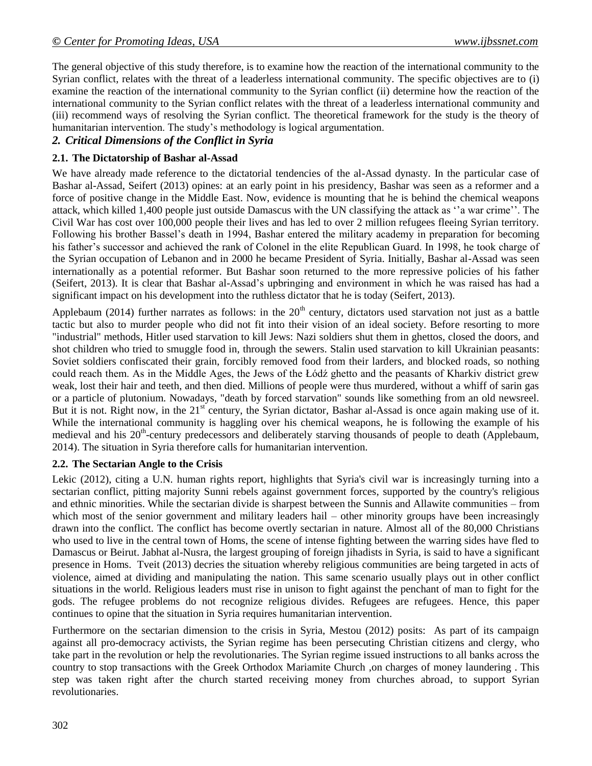The general objective of this study therefore, is to examine how the reaction of the international community to the Syrian conflict, relates with the threat of a leaderless international community. The specific objectives are to (i) examine the reaction of the international community to the Syrian conflict (ii) determine how the reaction of the international community to the Syrian conflict relates with the threat of a leaderless international community and (iii) recommend ways of resolving the Syrian conflict. The theoretical framework for the study is the theory of humanitarian intervention. The study's methodology is logical argumentation.

## *2. Critical Dimensions of the Conflict in Syria*

### 2.1. The Dictatorship of Bashar al-Assad

We have already made reference to the dictatorial tendencies of the al-Assad dynasty. In the particular case of Bashar al-Assad, Seifert (2013) opines: at an early point in his presidency, Bashar was seen as a reformer and a force of positive change in the Middle East. Now, evidence is mounting that he is behind the chemical weapons attack, which killed 1,400 people just outside Damascus with the UN classifying the attack as ''a war crime''. The Civil War has cost over 100,000 people their lives and has led to over 2 million refugees fleeing Syrian territory. Following his brother Bassel's death in 1994, Bashar entered the military academy in preparation for becoming his father's successor and achieved the rank of Colonel in the elite Republican Guard. In 1998, he took charge of the Syrian occupation of Lebanon and in 2000 he became President of Syria. Initially, Bashar al-Assad was seen internationally as a potential reformer. But Bashar soon returned to the more repressive policies of his father (Seifert, 2013). It is clear that Bashar al-Assad's upbringing and environment in which he was raised has had a significant impact on his development into the ruthless dictator that he is today (Seifert, 2013).

Applebaum (2014) further narrates as follows: in the 20th century, dictators used starvation not just as a battle tactic but also to murder people who did not fit into their vision of an ideal society. Before resorting to more "industrial" methods, Hitler used starvation to kill Jews: Nazi soldiers shut them in ghettos, closed the doors, and shot children who tried to smuggle food in, through the sewers. Stalin used starvation to kill Ukrainian peasants: Soviet soldiers confiscated their grain, forcibly removed food from their larders, and blocked roads, so nothing could reach them. As in the Middle Ages, the Jews of the Łódź ghetto and the peasants of Kharkiv district grew weak, lost their hair and teeth, and then died. Millions of people were thus murdered, without a whiff of sarin gas or a particle of plutonium. Nowadays, "death by forced starvation" sounds like something from an old newsreel. But it is not. Right now, in the 21st century, the Syrian dictator, Bashar al-Assad is once again making use of it. While the international community is haggling over his chemical weapons, he is following the example of his medieval and his 20th-century predecessors and deliberately starving thousands of people to death (Applebaum, 2014). The situation in Syria therefore calls for humanitarian intervention.

### 2.2. The Sectarian Angle to the Crisis

Lekic (2012), citing a U.N. human rights report, highlights that Syria's civil war is increasingly turning into a sectarian conflict, pitting majority Sunni rebels against government forces, supported by the country's religious and ethnic minorities. While the sectarian divide is sharpest between the Sunnis and Allawite communities – from which most of the senior government and military leaders hail – other minority groups have been increasingly drawn into the conflict. The conflict has become overtly sectarian in nature. Almost all of the 80,000 Christians who used to live in the central town of Homs, the scene of intense fighting between the warring sides have fled to Damascus or Beirut. Jabhat al-Nusra, the largest grouping of foreign jihadists in Syria, is said to have a significant presence in Homs. Tveit (2013) decries the situation whereby religious communities are being targeted in acts of violence, aimed at dividing and manipulating the nation. This same scenario usually plays out in other conflict situations in the world. Religious leaders must rise in unison to fight against the penchant of man to fight for the gods. The refugee problems do not recognize religious divides. Refugees are refugees. Hence, this paper continues to opine that the situation in Syria requires humanitarian intervention.

Furthermore on the sectarian dimension to the crisis in Syria, Mestou (2012) posits: As part of its campaign against all pro-democracy activists, the Syrian regime has been persecuting Christian citizens and clergy, who take part in the revolution or help the revolutionaries. The Syrian regime issued instructions to all banks across the country to stop transactions with the Greek Orthodox Mariamite Church ,on charges of money laundering . This step was taken right after the church started receiving money from churches abroad, to support Syrian revolutionaries.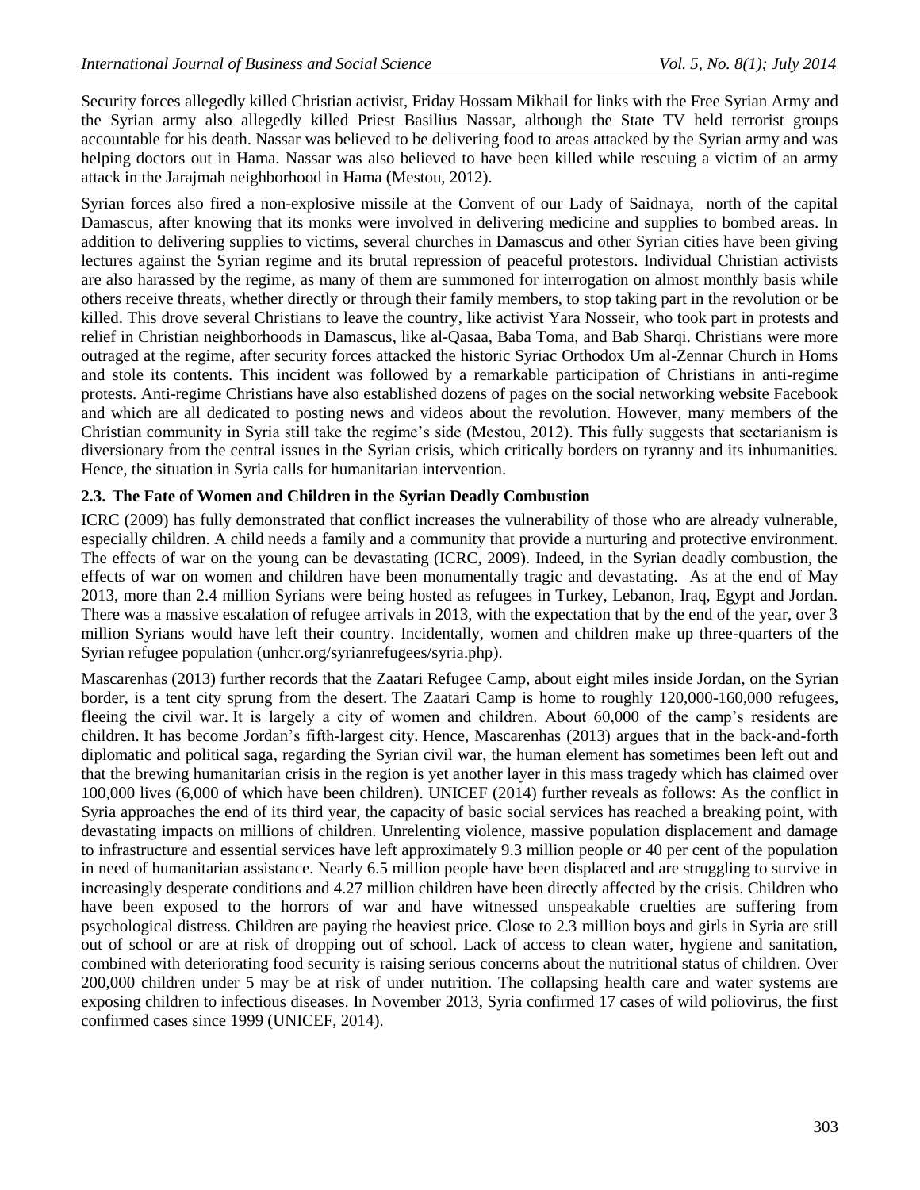Security forces allegedly killed Christian activist, Friday Hossam Mikhail for links with the Free Syrian Army and the Syrian army also allegedly killed Priest Basilius Nassar, although the State TV held terrorist groups accountable for his death. Nassar was believed to be delivering food to areas attacked by the Syrian army and was helping doctors out in Hama. Nassar was also believed to have been killed while rescuing a victim of an army attack in the Jarajmah neighborhood in Hama (Mestou, 2012).

Syrian forces also fired a non-explosive missile at the Convent of our Lady of Saidnaya, north of the capital Damascus, after knowing that its monks were involved in delivering medicine and supplies to bombed areas. In addition to delivering supplies to victims, several churches in Damascus and other Syrian cities have been giving lectures against the Syrian regime and its brutal repression of peaceful protestors. Individual Christian activists are also harassed by the regime, as many of them are summoned for interrogation on almost monthly basis while others receive threats, whether directly or through their family members, to stop taking part in the revolution or be killed. This drove several Christians to leave the country, like activist Yara Nosseir, who took part in protests and relief in Christian neighborhoods in Damascus, like al-Qasaa, Baba Toma, and Bab Sharqi. Christians were more outraged at the regime, after security forces attacked the historic Syriac Orthodox Um al-Zennar Church in Homs and stole its contents. This incident was followed by a remarkable participation of Christians in anti-regime protests. Anti-regime Christians have also established dozens of pages on the social networking website Facebook and which are all dedicated to posting news and videos about the revolution. However, many members of the Christian community in Syria still take the regime's side (Mestou, 2012). This fully suggests that sectarianism is diversionary from the central issues in the Syrian crisis, which critically borders on tyranny and its inhumanities. Hence, the situation in Syria calls for humanitarian intervention.

### 2.3. The Fate of Women and Children in the Syrian Deadly Combustion

ICRC (2009) has fully demonstrated that conflict increases the vulnerability of those who are already vulnerable, especially children. A child needs a family and a community that provide a nurturing and protective environment. The effects of war on the young can be devastating (ICRC, 2009). Indeed, in the Syrian deadly combustion, the effects of war on women and children have been monumentally tragic and devastating. As at the end of May 2013, more than 2.4 million Syrians were being hosted as refugees in Turkey, Lebanon, Iraq, Egypt and Jordan. There was a massive escalation of refugee arrivals in 2013, with the expectation that by the end of the year, over 3 million Syrians would have left their country. Incidentally, women and children make up three-quarters of the Syrian refugee population (unhcr.org/syrianrefugees/syria.php).

Mascarenhas (2013) further records that the Zaatari Refugee Camp, about eight miles inside Jordan, on the Syrian border, is a tent city sprung from the desert. The Zaatari Camp is home to roughly 120,000-160,000 refugees, fleeing the civil war. It is largely a city of women and children. About 60,000 of the camp's residents are children. It has become Jordan's fifth-largest city. Hence, Mascarenhas (2013) argues that in the back-and-forth diplomatic and political saga, regarding the Syrian civil war, the human element has sometimes been left out and that the brewing humanitarian crisis in the region is yet another layer in this mass tragedy which has claimed over 100,000 lives (6,000 of which have been children). UNICEF (2014) further reveals as follows: As the conflict in Syria approaches the end of its third year, the capacity of basic social services has reached a breaking point, with devastating impacts on millions of children. Unrelenting violence, massive population displacement and damage to infrastructure and essential services have left approximately 9.3 million people or 40 per cent of the population in need of humanitarian assistance. Nearly 6.5 million people have been displaced and are struggling to survive in increasingly desperate conditions and 4.27 million children have been directly affected by the crisis. Children who have been exposed to the horrors of war and have witnessed unspeakable cruelties are suffering from psychological distress. Children are paying the heaviest price. Close to 2.3 million boys and girls in Syria are still out of school or are at risk of dropping out of school. Lack of access to clean water, hygiene and sanitation, combined with deteriorating food security is raising serious concerns about the nutritional status of children. Over 200,000 children under 5 may be at risk of under nutrition. The collapsing health care and water systems are exposing children to infectious diseases. In November 2013, Syria confirmed 17 cases of wild poliovirus, the first confirmed cases since 1999 (UNICEF, 2014).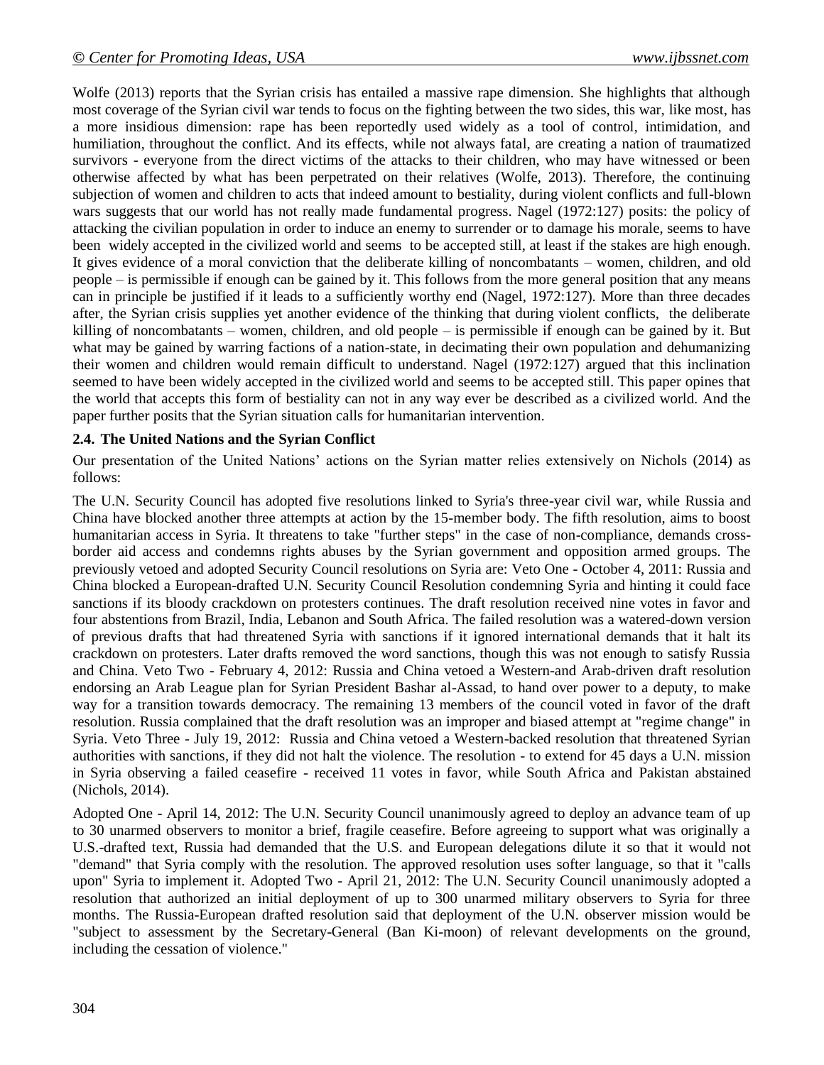Wolfe (2013) reports that the Syrian crisis has entailed a massive rape dimension. She highlights that although most coverage of the Syrian civil war tends to focus on the fighting between the two sides, this war, like most, has a more insidious dimension: rape has been reportedly used widely as a tool of control, intimidation, and humiliation, throughout the conflict. And its effects, while not always fatal, are creating a nation of traumatized survivors - everyone from the direct victims of the attacks to their children, who may have witnessed or been otherwise affected by what has been perpetrated on their relatives (Wolfe, 2013). Therefore, the continuing subjection of women and children to acts that indeed amount to bestiality, during violent conflicts and full-blown wars suggests that our world has not really made fundamental progress. Nagel (1972:127) posits: the policy of attacking the civilian population in order to induce an enemy to surrender or to damage his morale, seems to have been widely accepted in the civilized world and seems to be accepted still, at least if the stakes are high enough. It gives evidence of a moral conviction that the deliberate killing of noncombatants – women, children, and old people – is permissible if enough can be gained by it. This follows from the more general position that any means can in principle be justified if it leads to a sufficiently worthy end (Nagel, 1972:127). More than three decades after, the Syrian crisis supplies yet another evidence of the thinking that during violent conflicts, the deliberate killing of noncombatants – women, children, and old people – is permissible if enough can be gained by it. But what may be gained by warring factions of a nation-state, in decimating their own population and dehumanizing their women and children would remain difficult to understand. Nagel (1972:127) argued that this inclination seemed to have been widely accepted in the civilized world and seems to be accepted still. This paper opines that the world that accepts this form of bestiality can not in any way ever be described as a civilized world. And the paper further posits that the Syrian situation calls for humanitarian intervention.

### 2.4. The United Nations and the Syrian Conflict

Our presentation of the United Nations' actions on the Syrian matter relies extensively on Nichols (2014) as follows:

The U.N. Security Council has adopted five resolutions linked to Syria's three-year civil war, while Russia and China have blocked another three attempts at action by the 15-member body. The fifth resolution, aims to boost humanitarian access in Syria. It threatens to take "further steps" in the case of non-compliance, demands cross-border aid access and condemns rights abuses by the Syrian government and opposition armed groups. The previously vetoed and adopted Security Council resolutions on Syria are: Veto One - October 4, 2011: Russia and China blocked a European-drafted U.N. Security Council Resolution condemning Syria and hinting it could face sanctions if its bloody crackdown on protesters continues. The draft resolution received nine votes in favor and four abstentions from Brazil, India, Lebanon and South Africa. The failed resolution was a watered-down version of previous drafts that had threatened Syria with sanctions if it ignored international demands that it halt its crackdown on protesters. Later drafts removed the word sanctions, though this was not enough to satisfy Russia and China. Veto Two - February 4, 2012: Russia and China vetoed a Western-and Arab-driven draft resolution endorsing an Arab League plan for Syrian President Bashar al-Assad, to hand over power to a deputy, to make way for a transition towards democracy. The remaining 13 members of the council voted in favor of the draft resolution. Russia complained that the draft resolution was an improper and biased attempt at "regime change" in Syria. Veto Three - July 19, 2012: Russia and China vetoed a Western-backed resolution that threatened Syrian authorities with sanctions, if they did not halt the violence. The resolution - to extend for 45 days a U.N. mission in Syria observing a failed ceasefire - received 11 votes in favor, while South Africa and Pakistan abstained (Nichols, 2014).

Adopted One - April 14, 2012: The U.N. Security Council unanimously agreed to deploy an advance team of up to 30 unarmed observers to monitor a brief, fragile ceasefire. Before agreeing to support what was originally a U.S.-drafted text, Russia had demanded that the U.S. and European delegations dilute it so that it would not "demand" that Syria comply with the resolution. The approved resolution uses softer language, so that it "calls upon" Syria to implement it. Adopted Two - April 21, 2012: The U.N. Security Council unanimously adopted a resolution that authorized an initial deployment of up to 300 unarmed military observers to Syria for three months. The Russia-European drafted resolution said that deployment of the U.N. observer mission would be "subject to assessment by the Secretary-General (Ban Ki-moon) of relevant developments on the ground, including the cessation of violence."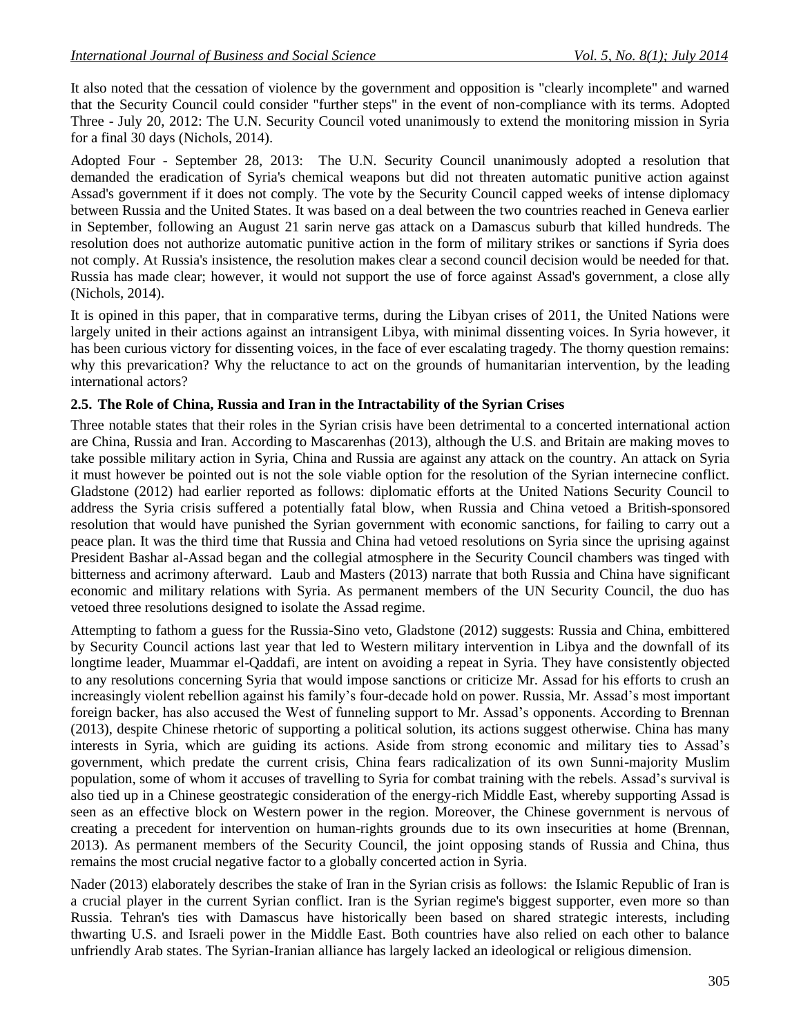It also noted that the cessation of violence by the government and opposition is "clearly incomplete" and warned that the Security Council could consider "further steps" in the event of non-compliance with its terms. Adopted Three - July 20, 2012: The U.N. Security Council voted unanimously to extend the monitoring mission in Syria for a final 30 days (Nichols, 2014).

Adopted Four - September 28, 2013: The U.N. Security Council unanimously adopted a resolution that demanded the eradication of Syria's chemical weapons but did not threaten automatic punitive action against Assad's government if it does not comply. The vote by the Security Council capped weeks of intense diplomacy between Russia and the United States. It was based on a deal between the two countries reached in Geneva earlier in September, following an August 21 sarin nerve gas attack on a Damascus suburb that killed hundreds. The resolution does not authorize automatic punitive action in the form of military strikes or sanctions if Syria does not comply. At Russia's insistence, the resolution makes clear a second council decision would be needed for that. Russia has made clear; however, it would not support the use of force against Assad's government, a close ally (Nichols, 2014).

It is opined in this paper, that in comparative terms, during the Libyan crises of 2011, the United Nations were largely united in their actions against an intransigent Libya, with minimal dissenting voices. In Syria however, it has been curious victory for dissenting voices, in the face of ever escalating tragedy. The thorny question remains: why this prevarication? Why the reluctance to act on the grounds of humanitarian intervention, by the leading international actors?

### 2.5. The Role of China, Russia and Iran in the Intractability of the Syrian Crises

Three notable states that their roles in the Syrian crisis have been detrimental to a concerted international action are China, Russia and Iran. According to Mascarenhas (2013), although the U.S. and Britain are making moves to take possible military action in Syria, China and Russia are against any attack on the country. An attack on Syria it must however be pointed out is not the sole viable option for the resolution of the Syrian internecine conflict. Gladstone (2012) had earlier reported as follows: diplomatic efforts at the United Nations Security Council to address the Syria crisis suffered a potentially fatal blow, when Russia and China vetoed a British-sponsored resolution that would have punished the Syrian government with economic sanctions, for failing to carry out a peace plan. It was the third time that Russia and China had vetoed resolutions on Syria since the uprising against President Bashar al-Assad began and the collegial atmosphere in the Security Council chambers was tinged with bitterness and acrimony afterward. Laub and Masters (2013) narrate that both Russia and China have significant economic and military relations with Syria. As permanent members of the UN Security Council, the duo has vetoed three resolutions designed to isolate the Assad regime.

Attempting to fathom a guess for the Russia-Sino veto, Gladstone (2012) suggests: Russia and China, embittered by Security Council actions last year that led to Western military intervention in Libya and the downfall of its longtime leader, Muammar el-Qaddafi, are intent on avoiding a repeat in Syria. They have consistently objected to any resolutions concerning Syria that would impose sanctions or criticize Mr. Assad for his efforts to crush an increasingly violent rebellion against his family's four-decade hold on power. Russia, Mr. Assad's most important foreign backer, has also accused the West of funneling support to Mr. Assad's opponents. According to Brennan (2013), despite Chinese rhetoric of supporting a political solution, its actions suggest otherwise. China has many interests in Syria, which are guiding its actions. Aside from strong economic and military ties to Assad's government, which predate the current crisis, China fears radicalization of its own Sunni-majority Muslim population, some of whom it accuses of travelling to Syria for combat training with the rebels. Assad's survival is also tied up in a Chinese geostrategic consideration of the energy-rich Middle East, whereby supporting Assad is seen as an effective block on Western power in the region. Moreover, the Chinese government is nervous of creating a precedent for intervention on human-rights grounds due to its own insecurities at home (Brennan, 2013). As permanent members of the Security Council, the joint opposing stands of Russia and China, thus remains the most crucial negative factor to a globally concerted action in Syria.

Nader (2013) elaborately describes the stake of Iran in the Syrian crisis as follows: the Islamic Republic of Iran is a crucial player in the current Syrian conflict. Iran is the Syrian regime's biggest supporter, even more so than Russia. Tehran's ties with Damascus have historically been based on shared strategic interests, including thwarting U.S. and Israeli power in the Middle East. Both countries have also relied on each other to balance unfriendly Arab states. The Syrian-Iranian alliance has largely lacked an ideological or religious dimension.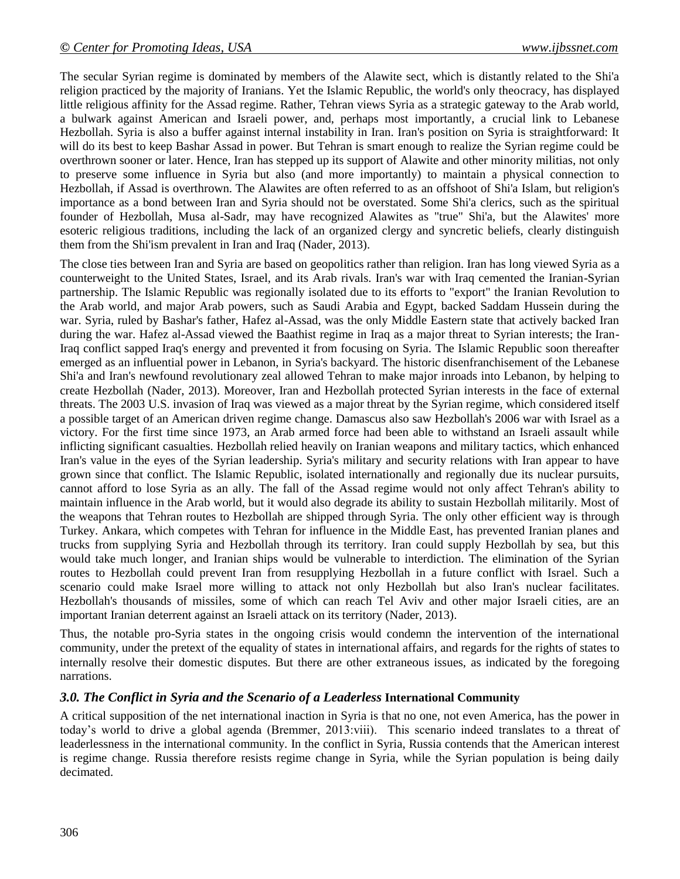The secular Syrian regime is dominated by members of the Alawite sect, which is distantly related to the Shi'a religion practiced by the majority of Iranians. Yet the Islamic Republic, the world's only theocracy, has displayed little religious affinity for the Assad regime. Rather, Tehran views Syria as a strategic gateway to the Arab world, a bulwark against American and Israeli power, and, perhaps most importantly, a crucial link to Lebanese Hezbollah. Syria is also a buffer against internal instability in Iran. Iran's position on Syria is straightforward: It will do its best to keep Bashar Assad in power. But Tehran is smart enough to realize the Syrian regime could be overthrown sooner or later. Hence, Iran has stepped up its support of Alawite and other minority militias, not only to preserve some influence in Syria but also (and more importantly) to maintain a physical connection to Hezbollah, if Assad is overthrown. The Alawites are often referred to as an offshoot of Shi'a Islam, but religion's importance as a bond between Iran and Syria should not be overstated. Some Shi'a clerics, such as the spiritual founder of Hezbollah, Musa al-Sadr, may have recognized Alawites as "true" Shi'a, but the Alawites' more esoteric religious traditions, including the lack of an organized clergy and syncretic beliefs, clearly distinguish them from the Shi'ism prevalent in Iran and Iraq (Nader, 2013).

The close ties between Iran and Syria are based on geopolitics rather than religion. Iran has long viewed Syria as a counterweight to the United States, Israel, and its Arab rivals. Iran's war with Iraq cemented the Iranian-Syrian partnership. The Islamic Republic was regionally isolated due to its efforts to "export" the Iranian Revolution to the Arab world, and major Arab powers, such as Saudi Arabia and Egypt, backed Saddam Hussein during the war. Syria, ruled by Bashar's father, Hafez al-Assad, was the only Middle Eastern state that actively backed Iran during the war. Hafez al-Assad viewed the Baathist regime in Iraq as a major threat to Syrian interests; the Iran-Iraq conflict sapped Iraq's energy and prevented it from focusing on Syria. The Islamic Republic soon thereafter emerged as an influential power in Lebanon, in Syria's backyard. The historic disenfranchisement of the Lebanese Shi'a and Iran's newfound revolutionary zeal allowed Tehran to make major inroads into Lebanon, by helping to create Hezbollah (Nader, 2013). Moreover, Iran and Hezbollah protected Syrian interests in the face of external threats. The 2003 U.S. invasion of Iraq was viewed as a major threat by the Syrian regime, which considered itself a possible target of an American driven regime change. Damascus also saw Hezbollah's 2006 war with Israel as a victory. For the first time since 1973, an Arab armed force had been able to withstand an Israeli assault while inflicting significant casualties. Hezbollah relied heavily on Iranian weapons and military tactics, which enhanced Iran's value in the eyes of the Syrian leadership. Syria's military and security relations with Iran appear to have grown since that conflict. The Islamic Republic, isolated internationally and regionally due its nuclear pursuits, cannot afford to lose Syria as an ally. The fall of the Assad regime would not only affect Tehran's ability to maintain influence in the Arab world, but it would also degrade its ability to sustain Hezbollah militarily. Most of the weapons that Tehran routes to Hezbollah are shipped through Syria. The only other efficient way is through Turkey. Ankara, which competes with Tehran for influence in the Middle East, has prevented Iranian planes and trucks from supplying Syria and Hezbollah through its territory. Iran could supply Hezbollah by sea, but this would take much longer, and Iranian ships would be vulnerable to interdiction. The elimination of the Syrian routes to Hezbollah could prevent Iran from resupplying Hezbollah in a future conflict with Israel. Such a scenario could make Israel more willing to attack not only Hezbollah but also Iran's nuclear facilitates. Hezbollah's thousands of missiles, some of which can reach Tel Aviv and other major Israeli cities, are an important Iranian deterrent against an Israeli attack on its territory (Nader, 2013).

Thus, the notable pro-Syria states in the ongoing crisis would condemn the intervention of the international community, under the pretext of the equality of states in international affairs, and regards for the rights of states to internally resolve their domestic disputes. But there are other extraneous issues, as indicated by the foregoing narrations.

## *3.0. The Conflict in Syria and the Scenario of a Leaderless* International Community

A critical supposition of the net international inaction in Syria is that no one, not even America, has the power in today's world to drive a global agenda (Bremmer, 2013:viii). This scenario indeed translates to a threat of leaderlessness in the international community. In the conflict in Syria, Russia contends that the American interest is regime change. Russia therefore resists regime change in Syria, while the Syrian population is being daily decimated.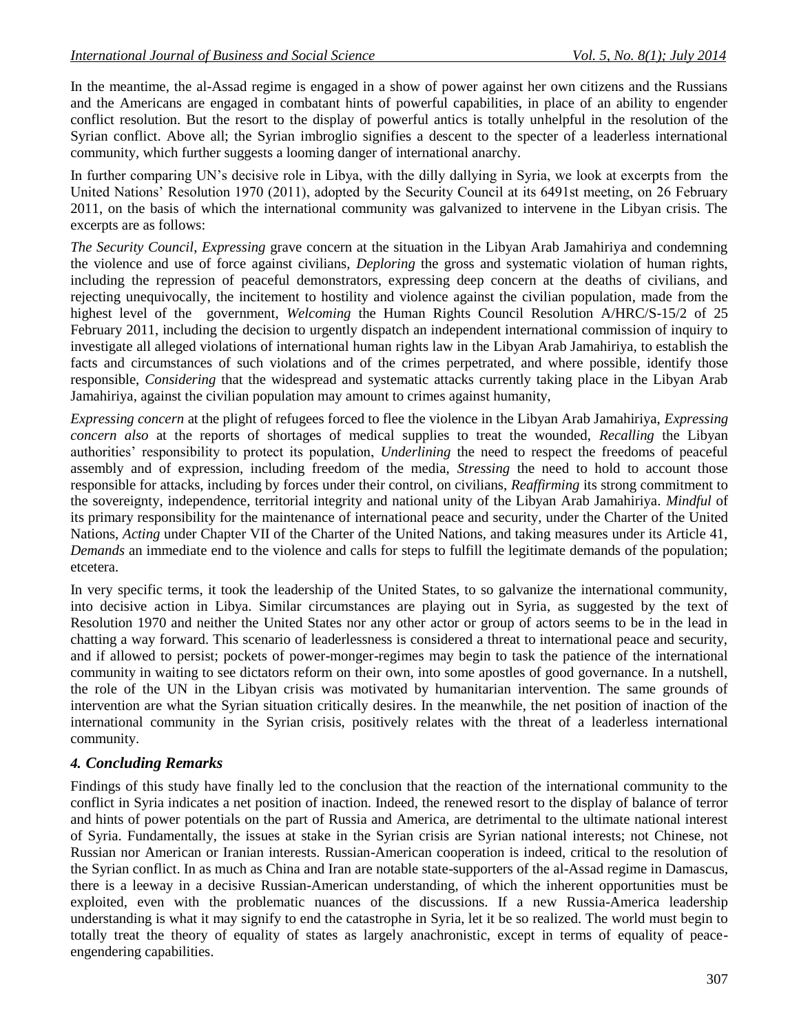In the meantime, the al-Assad regime is engaged in a show of power against her own citizens and the Russians and the Americans are engaged in combatant hints of powerful capabilities, in place of an ability to engender conflict resolution. But the resort to the display of powerful antics is totally unhelpful in the resolution of the Syrian conflict. Above all; the Syrian imbroglio signifies a descent to the specter of a leaderless international community, which further suggests a looming danger of international anarchy.

In further comparing UN's decisive role in Libya, with the dilly dallying in Syria, we look at excerpts from the United Nations' Resolution 1970 (2011), adopted by the Security Council at its 6491st meeting, on 26 February 2011, on the basis of which the international community was galvanized to intervene in the Libyan crisis. The excerpts are as follows:

*The Security Council*, *Expressing* grave concern at the situation in the Libyan Arab Jamahiriya and condemning the violence and use of force against civilians, *Deploring* the gross and systematic violation of human rights, including the repression of peaceful demonstrators, expressing deep concern at the deaths of civilians, and rejecting unequivocally, the incitement to hostility and violence against the civilian population, made from the highest level of the government, *Welcoming* the Human Rights Council Resolution A/HRC/S-15/2 of 25 February 2011, including the decision to urgently dispatch an independent international commission of inquiry to investigate all alleged violations of international human rights law in the Libyan Arab Jamahiriya, to establish the facts and circumstances of such violations and of the crimes perpetrated, and where possible, identify those responsible, *Considering* that the widespread and systematic attacks currently taking place in the Libyan Arab Jamahiriya, against the civilian population may amount to crimes against humanity,

*Expressing concern* at the plight of refugees forced to flee the violence in the Libyan Arab Jamahiriya, *Expressing concern also* at the reports of shortages of medical supplies to treat the wounded, *Recalling* the Libyan authorities' responsibility to protect its population, *Underlining* the need to respect the freedoms of peaceful assembly and of expression, including freedom of the media, *Stressing* the need to hold to account those responsible for attacks, including by forces under their control, on civilians, *Reaffirming* its strong commitment to the sovereignty, independence, territorial integrity and national unity of the Libyan Arab Jamahiriya. *Mindful* of its primary responsibility for the maintenance of international peace and security, under the Charter of the United Nations, *Acting* under Chapter VII of the Charter of the United Nations, and taking measures under its Article 41, *Demands* an immediate end to the violence and calls for steps to fulfill the legitimate demands of the population; etcetera.

In very specific terms, it took the leadership of the United States, to so galvanize the international community, into decisive action in Libya. Similar circumstances are playing out in Syria, as suggested by the text of Resolution 1970 and neither the United States nor any other actor or group of actors seems to be in the lead in chatting a way forward. This scenario of leaderlessness is considered a threat to international peace and security, and if allowed to persist; pockets of power-monger-regimes may begin to task the patience of the international community in waiting to see dictators reform on their own, into some apostles of good governance. In a nutshell, the role of the UN in the Libyan crisis was motivated by humanitarian intervention. The same grounds of intervention are what the Syrian situation critically desires. In the meanwhile, the net position of inaction of the international community in the Syrian crisis, positively relates with the threat of a leaderless international community.

## *4. Concluding Remarks*

Findings of this study have finally led to the conclusion that the reaction of the international community to the conflict in Syria indicates a net position of inaction. Indeed, the renewed resort to the display of balance of terror and hints of power potentials on the part of Russia and America, are detrimental to the ultimate national interest of Syria. Fundamentally, the issues at stake in the Syrian crisis are Syrian national interests; not Chinese, not Russian nor American or Iranian interests. Russian-American cooperation is indeed, critical to the resolution of the Syrian conflict. In as much as China and Iran are notable state-supporters of the al-Assad regime in Damascus, there is a leeway in a decisive Russian-American understanding, of which the inherent opportunities must be exploited, even with the problematic nuances of the discussions. If a new Russia-America leadership understanding is what it may signify to end the catastrophe in Syria, let it be so realized. The world must begin to totally treat the theory of equality of states as largely anachronistic, except in terms of equality of peace-engendering capabilities.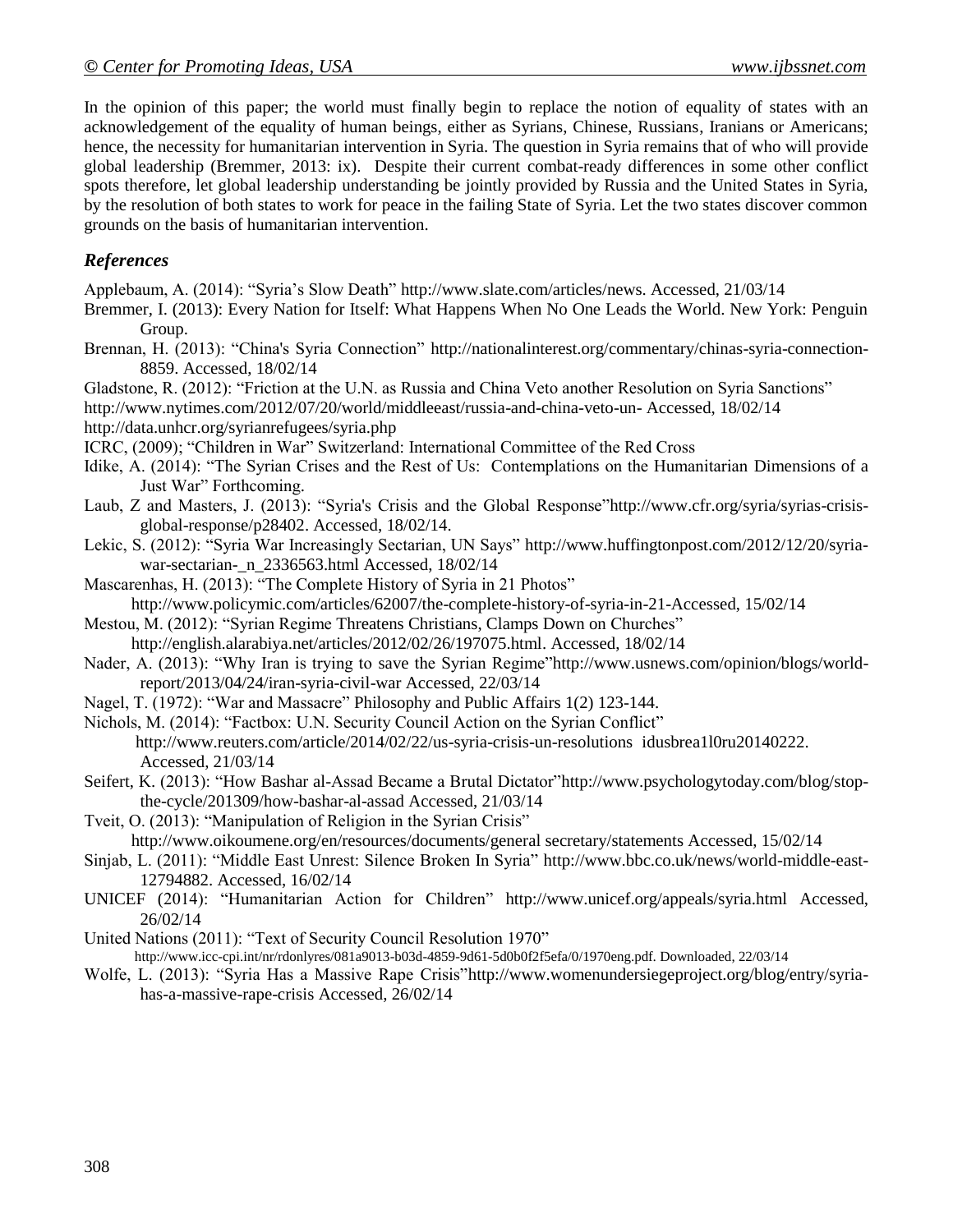In the opinion of this paper; the world must finally begin to replace the notion of equality of states with an acknowledgement of the equality of human beings, either as Syrians, Chinese, Russians, Iranians or Americans; hence, the necessity for humanitarian intervention in Syria. The question in Syria remains that of who will provide global leadership (Bremmer, 2013: ix). Despite their current combat-ready differences in some other conflict spots therefore, let global leadership understanding be jointly provided by Russia and the United States in Syria, by the resolution of both states to work for peace in the failing State of Syria. Let the two states discover common grounds on the basis of humanitarian intervention.

## *References*

Applebaum, A. (2014): "Syria's Slow Death" http://www.slate.com/articles/news. Accessed, 21/03/14

Bremmer, I. (2013): Every Nation for Itself: What Happens When No One Leads the World. New York: Penguin Group.

Brennan, H. (2013): "China's Syria Connection" http://nationalinterest.org/commentary/chinas-syria-connection-8859. Accessed, 18/02/14

Gladstone, R. (2012): "Friction at the U.N. as Russia and China Veto another Resolution on Syria Sanctions" http://www.nytimes.com/2012/07/20/world/middleeast/russia-and-china-veto-un- Accessed, 18/02/14

http://data.unhcr.org/syrianrefugees/syria.php

ICRC, (2009); "Children in War" Switzerland: International Committee of the Red Cross

Idike, A. (2014): "The Syrian Crises and the Rest of Us: Contemplations on the Humanitarian Dimensions of a Just War" Forthcoming.

Laub, Z and Masters, J. (2013): "Syria's Crisis and the Global Response"http://www.cfr.org/syria/syrias-crisis-global-response/p28402. Accessed, 18/02/14.

Lekic, S. (2012): "Syria War Increasingly Sectarian, UN Says" http://www.huffingtonpost.com/2012/12/20/syria-war-sectarian-_n_2336563.html Accessed, 18/02/14

Mascarenhas, H. (2013): "The Complete History of Syria in 21 Photos" http://www.policymic.com/articles/62007/the-complete-history-of-syria-in-21-Accessed, 15/02/14

Mestou, M. (2012): "Syrian Regime Threatens Christians, Clamps Down on Churches" http://english.alarabiya.net/articles/2012/02/26/197075.html. Accessed, 18/02/14

Nader, A. (2013): "Why Iran is trying to save the Syrian Regime"http://www.usnews.com/opinion/blogs/world-report/2013/04/24/iran-syria-civil-war Accessed, 22/03/14

Nagel, T. (1972): "War and Massacre" Philosophy and Public Affairs 1(2) 123-144.

Nichols, M. (2014): "Factbox: U.N. Security Council Action on the Syrian Conflict" http://www.reuters.com/article/2014/02/22/us-syria-crisis-un-resolutions idusbrea1l0ru20140222. Accessed, 21/03/14

Seifert, K. (2013): "How Bashar al-Assad Became a Brutal Dictator"http://www.psychologytoday.com/blog/stop-the-cycle/201309/how-bashar-al-assad Accessed, 21/03/14

Tveit, O. (2013): "Manipulation of Religion in the Syrian Crisis" http://www.oikoumene.org/en/resources/documents/general secretary/statements Accessed, 15/02/14

Sinjab, L. (2011): "Middle East Unrest: Silence Broken In Syria" http://www.bbc.co.uk/news/world-middle-east-12794882. Accessed, 16/02/14

UNICEF (2014): "Humanitarian Action for Children" http://www.unicef.org/appeals/syria.html Accessed, 26/02/14

United Nations (2011): "Text of Security Council Resolution 1970" http://www.icc-cpi.int/nr/rdonlyres/081a9013-b03d-4859-9d61-5d0b0f2f5efa/0/1970eng.pdf. Downloaded, 22/03/14

Wolfe, L. (2013): "Syria Has a Massive Rape Crisis"http://www.womenundersiegeproject.org/blog/entry/syria-has-a-massive-rape-crisis Accessed, 26/02/14